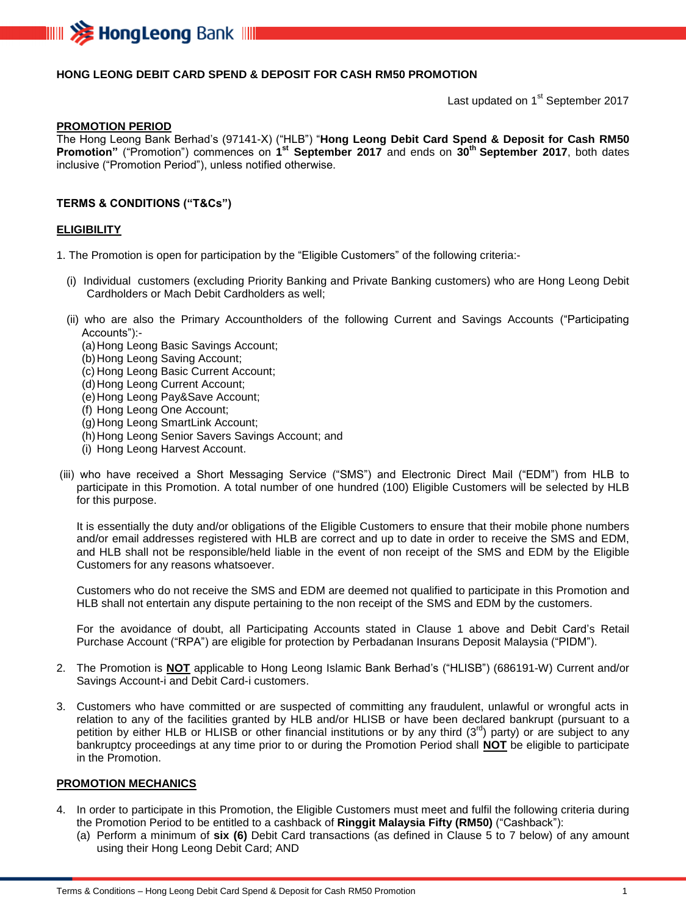**HONG LEONG DEBIT CARD SPEND & DEPOSIT FOR CASH RM50 PROMOTION**

Last updated on 1st September 2017

**PROMOTION PERIOD**

The Hong Leong Bank Berhad's (97141-X) ("HLB") "**Hong Leong Debit Card Spend & Deposit for Cash RM50 Promotion"** ("Promotion") commences on **1st September 2017** and ends on **30th September 2017**, both dates inclusive ("Promotion Period"), unless notified otherwise.

**TERMS & CONDITIONS ("T&Cs")**

**ELIGIBILITY**

1. The Promotion is open for participation by the "Eligible Customers" of the following criteria:-

   (i) Individual customers (excluding Priority Banking and Private Banking customers) who are Hong Leong Debit Cardholders or Mach Debit Cardholders as well;

   (ii) who are also the Primary Accountholders of the following Current and Savings Accounts ("Participating Accounts"):-
   (a) Hong Leong Basic Savings Account;
   (b) Hong Leong Saving Account;
   (c) Hong Leong Basic Current Account;
   (d) Hong Leong Current Account;
   (e) Hong Leong Pay&Save Account;
   (f) Hong Leong One Account;
   (g) Hong Leong SmartLink Account;
   (h) Hong Leong Senior Savers Savings Account; and
   (i) Hong Leong Harvest Account.

   (iii) who have received a Short Messaging Service ("SMS") and Electronic Direct Mail ("EDM") from HLB to participate in this Promotion. A total number of one hundred (100) Eligible Customers will be selected by HLB for this purpose.

   It is essentially the duty and/or obligations of the Eligible Customers to ensure that their mobile phone numbers and/or email addresses registered with HLB are correct and up to date in order to receive the SMS and EDM, and HLB shall not be responsible/held liable in the event of non receipt of the SMS and EDM by the Eligible Customers for any reasons whatsoever.

   Customers who do not receive the SMS and EDM are deemed not qualified to participate in this Promotion and HLB shall not entertain any dispute pertaining to the non receipt of the SMS and EDM by the customers.

   For the avoidance of doubt, all Participating Accounts stated in Clause 1 above and Debit Card's Retail Purchase Account ("RPA") are eligible for protection by Perbadanan Insurans Deposit Malaysia ("PIDM").

2. The Promotion is **NOT** applicable to Hong Leong Islamic Bank Berhad's ("HLISB") (686191-W) Current and/or Savings Account-i and Debit Card-i customers.

3. Customers who have committed or are suspected of committing any fraudulent, unlawful or wrongful acts in relation to any of the facilities granted by HLB and/or HLISB or have been declared bankrupt (pursuant to a petition by either HLB or HLISB or other financial institutions or by any third (3rd) party) or are subject to any bankruptcy proceedings at any time prior to or during the Promotion Period shall **NOT** be eligible to participate in the Promotion.

**PROMOTION MECHANICS**

4. In order to participate in this Promotion, the Eligible Customers must meet and fulfil the following criteria during the Promotion Period to be entitled to a cashback of **Ringgit Malaysia Fifty (RM50)** ("Cashback"):
   (a) Perform a minimum of **six (6)** Debit Card transactions (as defined in Clause 5 to 7 below) of any amount using their Hong Leong Debit Card; AND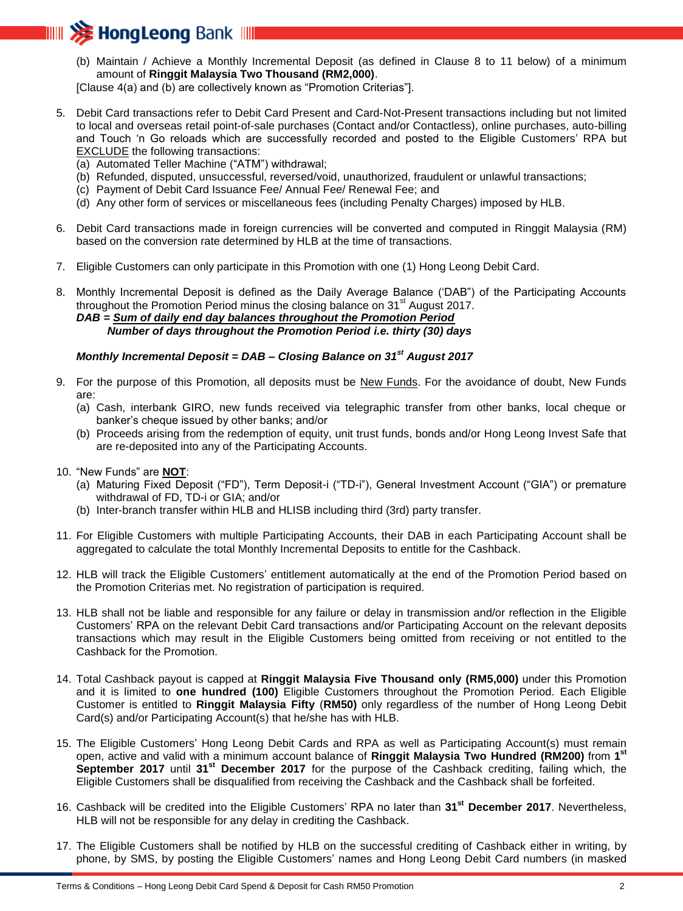(b) Maintain / Achieve a Monthly Incremental Deposit (as defined in Clause 8 to 11 below) of a minimum amount of **Ringgit Malaysia Two Thousand (RM2,000)**.

[Clause 4(a) and (b) are collectively known as "Promotion Criterias"].

5. Debit Card transactions refer to Debit Card Present and Card-Not-Present transactions including but not limited to local and overseas retail point-of-sale purchases (Contact and/or Contactless), online purchases, auto-billing and Touch 'n Go reloads which are successfully recorded and posted to the Eligible Customers' RPA but <u>EXCLUDE</u> the following transactions:
   (a) Automated Teller Machine ("ATM") withdrawal;
   (b) Refunded, disputed, unsuccessful, reversed/void, unauthorized, fraudulent or unlawful transactions;
   (c) Payment of Debit Card Issuance Fee/ Annual Fee/ Renewal Fee; and
   (d) Any other form of services or miscellaneous fees (including Penalty Charges) imposed by HLB.

6. Debit Card transactions made in foreign currencies will be converted and computed in Ringgit Malaysia (RM) based on the conversion rate determined by HLB at the time of transactions.

7. Eligible Customers can only participate in this Promotion with one (1) Hong Leong Debit Card.

8. Monthly Incremental Deposit is defined as the Daily Average Balance ('DAB") of the Participating Accounts throughout the Promotion Period minus the closing balance on 31st August 2017.

   ***DAB =** **<u>Sum of daily end day balances throughout the Promotion Period</u>***
   ***Number of days throughout the Promotion Period i.e. thirty (30) days***

   ***Monthly Incremental Deposit = DAB – Closing Balance on 31st August 2017***

9. For the purpose of this Promotion, all deposits must be <u>New Funds</u>. For the avoidance of doubt, New Funds are:
   (a) Cash, interbank GIRO, new funds received via telegraphic transfer from other banks, local cheque or banker's cheque issued by other banks; and/or
   (b) Proceeds arising from the redemption of equity, unit trust funds, bonds and/or Hong Leong Invest Safe that are re-deposited into any of the Participating Accounts.

10. "New Funds" are **<u>NOT</u>**:
    (a) Maturing Fixed Deposit ("FD"), Term Deposit-i ("TD-i"), General Investment Account ("GIA") or premature withdrawal of FD, TD-i or GIA; and/or
    (b) Inter-branch transfer within HLB and HLISB including third (3rd) party transfer.

11. For Eligible Customers with multiple Participating Accounts, their DAB in each Participating Account shall be aggregated to calculate the total Monthly Incremental Deposits to entitle for the Cashback.

12. HLB will track the Eligible Customers' entitlement automatically at the end of the Promotion Period based on the Promotion Criterias met. No registration of participation is required.

13. HLB shall not be liable and responsible for any failure or delay in transmission and/or reflection in the Eligible Customers' RPA on the relevant Debit Card transactions and/or Participating Account on the relevant deposits transactions which may result in the Eligible Customers being omitted from receiving or not entitled to the Cashback for the Promotion.

14. Total Cashback payout is capped at **Ringgit Malaysia Five Thousand only (RM5,000)** under this Promotion and it is limited to **one hundred (100)** Eligible Customers throughout the Promotion Period. Each Eligible Customer is entitled to **Ringgit Malaysia Fifty** (**RM50)** only regardless of the number of Hong Leong Debit Card(s) and/or Participating Account(s) that he/she has with HLB.

15. The Eligible Customers' Hong Leong Debit Cards and RPA as well as Participating Account(s) must remain open, active and valid with a minimum account balance of **Ringgit Malaysia Two Hundred (RM200)** from **1st September 2017** until **31st December 2017** for the purpose of the Cashback crediting, failing which, the Eligible Customers shall be disqualified from receiving the Cashback and the Cashback shall be forfeited.

16. Cashback will be credited into the Eligible Customers' RPA no later than **31st December 2017**. Nevertheless, HLB will not be responsible for any delay in crediting the Cashback.

17. The Eligible Customers shall be notified by HLB on the successful crediting of Cashback either in writing, by phone, by SMS, by posting the Eligible Customers' names and Hong Leong Debit Card numbers (in masked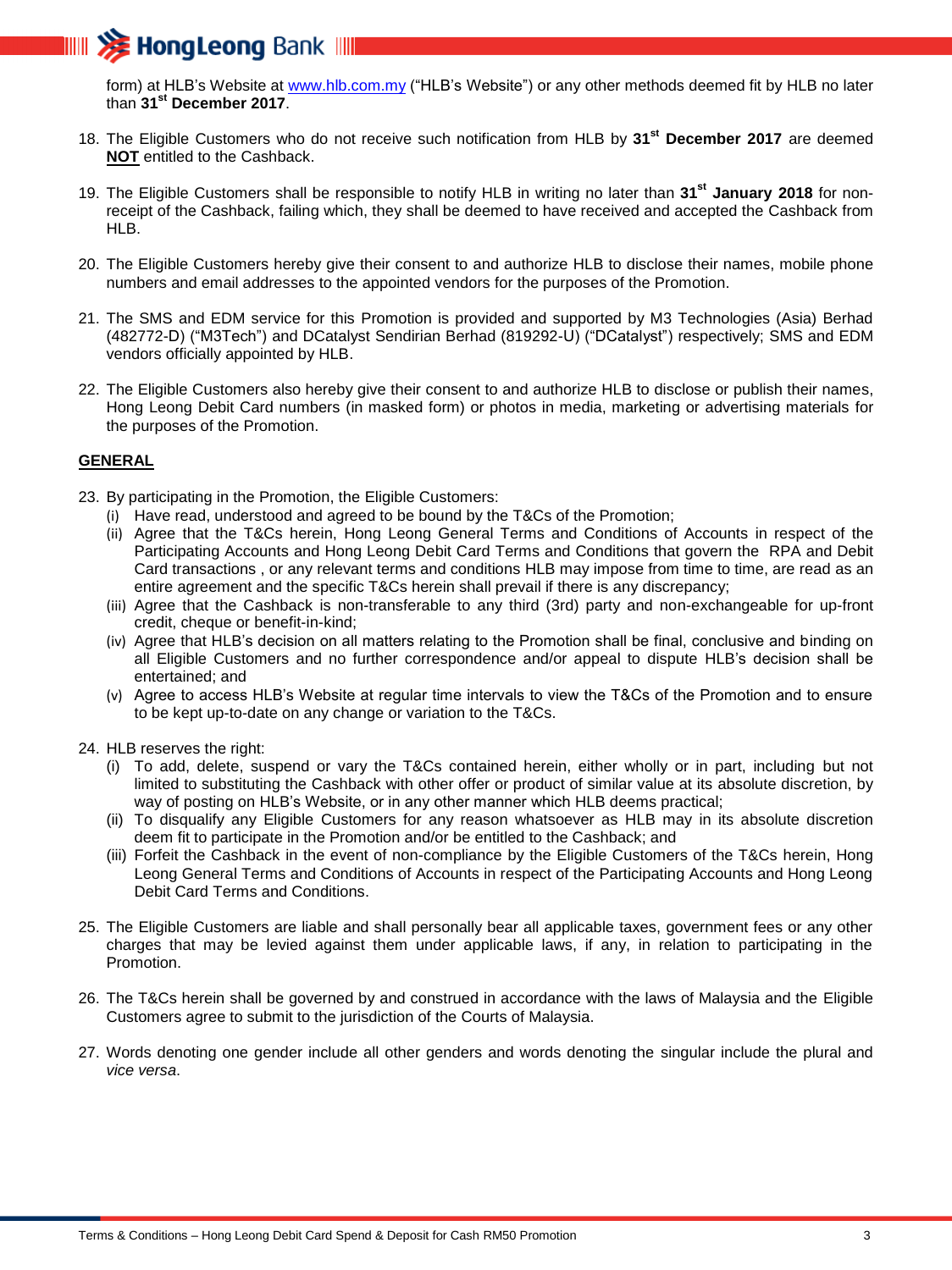form) at HLB's Website at www.hlb.com.my ("HLB's Website") or any other methods deemed fit by HLB no later than **31st December 2017**.

18. The Eligible Customers who do not receive such notification from HLB by **31st December 2017** are deemed **NOT** entitled to the Cashback.

19. The Eligible Customers shall be responsible to notify HLB in writing no later than **31st January 2018** for non-receipt of the Cashback, failing which, they shall be deemed to have received and accepted the Cashback from HLB.

20. The Eligible Customers hereby give their consent to and authorize HLB to disclose their names, mobile phone numbers and email addresses to the appointed vendors for the purposes of the Promotion.

21. The SMS and EDM service for this Promotion is provided and supported by M3 Technologies (Asia) Berhad (482772-D) ("M3Tech") and DCatalyst Sendirian Berhad (819292-U) ("DCatalyst") respectively; SMS and EDM vendors officially appointed by HLB.

22. The Eligible Customers also hereby give their consent to and authorize HLB to disclose or publish their names, Hong Leong Debit Card numbers (in masked form) or photos in media, marketing or advertising materials for the purposes of the Promotion.

**GENERAL**

23. By participating in the Promotion, the Eligible Customers:
    (i) Have read, understood and agreed to be bound by the T&Cs of the Promotion;
    (ii) Agree that the T&Cs herein, Hong Leong General Terms and Conditions of Accounts in respect of the Participating Accounts and Hong Leong Debit Card Terms and Conditions that govern the RPA and Debit Card transactions , or any relevant terms and conditions HLB may impose from time to time, are read as an entire agreement and the specific T&Cs herein shall prevail if there is any discrepancy;
    (iii) Agree that the Cashback is non-transferable to any third (3rd) party and non-exchangeable for up-front credit, cheque or benefit-in-kind;
    (iv) Agree that HLB's decision on all matters relating to the Promotion shall be final, conclusive and binding on all Eligible Customers and no further correspondence and/or appeal to dispute HLB's decision shall be entertained; and
    (v) Agree to access HLB's Website at regular time intervals to view the T&Cs of the Promotion and to ensure to be kept up-to-date on any change or variation to the T&Cs.

24. HLB reserves the right:
    (i) To add, delete, suspend or vary the T&Cs contained herein, either wholly or in part, including but not limited to substituting the Cashback with other offer or product of similar value at its absolute discretion, by way of posting on HLB's Website, or in any other manner which HLB deems practical;
    (ii) To disqualify any Eligible Customers for any reason whatsoever as HLB may in its absolute discretion deem fit to participate in the Promotion and/or be entitled to the Cashback; and
    (iii) Forfeit the Cashback in the event of non-compliance by the Eligible Customers of the T&Cs herein, Hong Leong General Terms and Conditions of Accounts in respect of the Participating Accounts and Hong Leong Debit Card Terms and Conditions.

25. The Eligible Customers are liable and shall personally bear all applicable taxes, government fees or any other charges that may be levied against them under applicable laws, if any, in relation to participating in the Promotion.

26. The T&Cs herein shall be governed by and construed in accordance with the laws of Malaysia and the Eligible Customers agree to submit to the jurisdiction of the Courts of Malaysia.

27. Words denoting one gender include all other genders and words denoting the singular include the plural and *vice versa*.